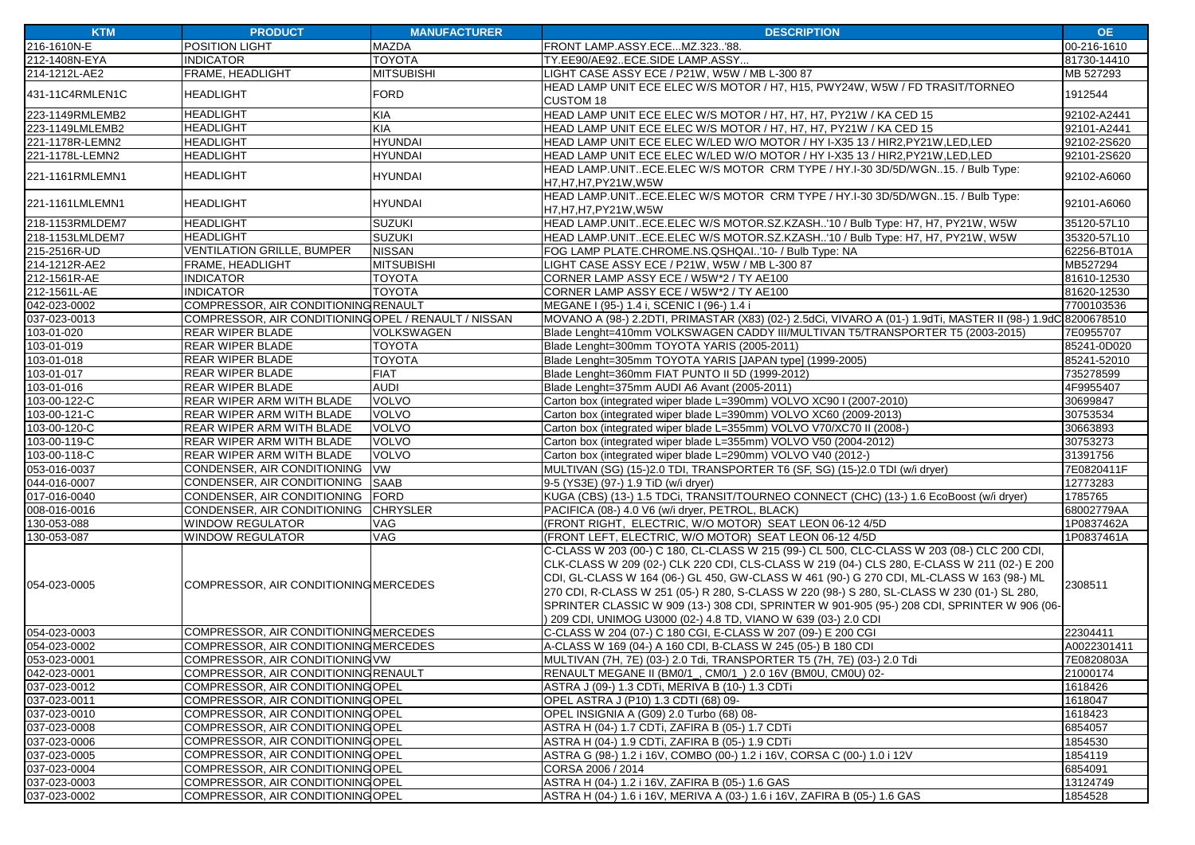| KTM | PRODUCT | MANUFACTURER | DESCRIPTION | OE |
|---|---|---|---|---|
| 216-1610N-E | POSITION LIGHT | MAZDA | FRONT LAMP.ASSY.ECE...MZ.323..'88. | 00-216-1610 |
| 212-1408N-EYA | INDICATOR | TOYOTA | TY.EE90/AE92..ECE.SIDE LAMP.ASSY... | 81730-14410 |
| 214-1212L-AE2 | FRAME, HEADLIGHT | MITSUBISHI | LIGHT CASE ASSY ECE / P21W, W5W / MB L-300 87 | MB 527293 |
| 431-11C4RMLEN1C | HEADLIGHT | FORD | HEAD LAMP UNIT ECE ELEC W/S MOTOR / H7, H15, PWY24W, W5W / FD TRASIT/TORNEO CUSTOM 18 | 1912544 |
| 223-1149RMLEMB2 | HEADLIGHT | KIA | HEAD LAMP UNIT ECE ELEC W/S MOTOR / H7, H7, H7, PY21W / KA CED 15 | 92102-A2441 |
| 223-1149LMLEMB2 | HEADLIGHT | KIA | HEAD LAMP UNIT ECE ELEC W/S MOTOR / H7, H7, H7, PY21W / KA CED 15 | 92101-A2441 |
| 221-1178R-LEMN2 | HEADLIGHT | HYUNDAI | HEAD LAMP UNIT ECE ELEC W/LED W/O MOTOR / HY I-X35 13 / HIR2,PY21W,LED,LED | 92102-2S620 |
| 221-1178L-LEMN2 | HEADLIGHT | HYUNDAI | HEAD LAMP UNIT ECE ELEC W/LED W/O MOTOR / HY I-X35 13 / HIR2,PY21W,LED,LED | 92101-2S620 |
| 221-1161RMLEMN1 | HEADLIGHT | HYUNDAI | HEAD LAMP.UNIT..ECE.ELEC W/S MOTOR CRM TYPE / HY.I-30 3D/5D/WGN..15. / Bulb Type: H7,H7,H7,PY21W,W5W | 92102-A6060 |
| 221-1161LMLEMN1 | HEADLIGHT | HYUNDAI | HEAD LAMP.UNIT..ECE.ELEC W/S MOTOR CRM TYPE / HY.I-30 3D/5D/WGN..15. / Bulb Type: H7,H7,H7,PY21W,W5W | 92101-A6060 |
| 218-1153RMLDEM7 | HEADLIGHT | SUZUKI | HEAD LAMP.UNIT..ECE.ELEC W/S MOTOR.SZ.KZASH..'10 / Bulb Type: H7, H7, PY21W, W5W | 35120-57L10 |
| 218-1153LMLDEM7 | HEADLIGHT | SUZUKI | HEAD LAMP.UNIT..ECE.ELEC W/S MOTOR.SZ.KZASH..'10 / Bulb Type: H7, H7, PY21W, W5W | 35320-57L10 |
| 215-2516R-UD | VENTILATION GRILLE, BUMPER | NISSAN | FOG LAMP PLATE.CHROME.NS.QSHQAI..'10- / Bulb Type: NA | 62256-BT01A |
| 214-1212R-AE2 | FRAME, HEADLIGHT | MITSUBISHI | LIGHT CASE ASSY ECE / P21W, W5W / MB L-300 87 | MB527294 |
| 212-1561R-AE | INDICATOR | TOYOTA | CORNER LAMP ASSY ECE / W5W*2 / TY AE100 | 81610-12530 |
| 212-1561L-AE | INDICATOR | TOYOTA | CORNER LAMP ASSY ECE / W5W*2 / TY AE100 | 81620-12530 |
| 042-023-0002 | COMPRESSOR, AIR CONDITIONING | RENAULT | MEGANE I (95-) 1.4 i, SCENIC I (96-) 1.4 i | 7700103536 |
| 037-023-0013 | COMPRESSOR, AIR CONDITIONING | OPEL / RENAULT / NISSAN | MOVANO A (98-) 2.2DTI, PRIMASTAR (X83) (02-) 2.5dCi, VIVARO A (01-) 1.9dTi, MASTER II (98-) 1.9dCi | 8200678510 |
| 103-01-020 | REAR WIPER BLADE | VOLKSWAGEN | Blade Lenght=410mm VOLKSWAGEN CADDY III/MULTIVAN T5/TRANSPORTER T5 (2003-2015) | 7E0955707 |
| 103-01-019 | REAR WIPER BLADE | TOYOTA | Blade Lenght=300mm TOYOTA YARIS (2005-2011) | 85241-0D020 |
| 103-01-018 | REAR WIPER BLADE | TOYOTA | Blade Lenght=305mm TOYOTA YARIS [JAPAN type] (1999-2005) | 85241-52010 |
| 103-01-017 | REAR WIPER BLADE | FIAT | Blade Lenght=360mm FIAT PUNTO II 5D (1999-2012) | 735278599 |
| 103-01-016 | REAR WIPER BLADE | AUDI | Blade Lenght=375mm AUDI A6 Avant (2005-2011) | 4F9955407 |
| 103-00-122-C | REAR WIPER ARM WITH BLADE | VOLVO | Carton box (integrated wiper blade L=390mm) VOLVO XC90 I (2007-2010) | 30699847 |
| 103-00-121-C | REAR WIPER ARM WITH BLADE | VOLVO | Carton box (integrated wiper blade L=390mm) VOLVO XC60 (2009-2013) | 30753534 |
| 103-00-120-C | REAR WIPER ARM WITH BLADE | VOLVO | Carton box (integrated wiper blade L=355mm) VOLVO V70/XC70 II (2008-) | 30663893 |
| 103-00-119-C | REAR WIPER ARM WITH BLADE | VOLVO | Carton box (integrated wiper blade L=355mm) VOLVO V50 (2004-2012) | 30753273 |
| 103-00-118-C | REAR WIPER ARM WITH BLADE | VOLVO | Carton box (integrated wiper blade L=290mm) VOLVO V40 (2012-) | 31391756 |
| 053-016-0037 | CONDENSER, AIR CONDITIONING | VW | MULTIVAN (SG) (15-)2.0 TDI, TRANSPORTER T6 (SF, SG) (15-)2.0 TDI (w/i dryer) | 7E0820411F |
| 044-016-0007 | CONDENSER, AIR CONDITIONING | SAAB | 9-5 (YS3E) (97-) 1.9 TiD (w/i dryer) | 12773283 |
| 017-016-0040 | CONDENSER, AIR CONDITIONING | FORD | KUGA (CBS) (13-) 1.5 TDCi, TRANSIT/TOURNEO CONNECT (CHC) (13-) 1.6 EcoBoost (w/i dryer) | 1785765 |
| 008-016-0016 | CONDENSER, AIR CONDITIONING | CHRYSLER | PACIFICA (08-) 4.0 V6 (w/i dryer, PETROL, BLACK) | 68002779AA |
| 130-053-088 | WINDOW REGULATOR | VAG | (FRONT RIGHT, ELECTRIC, W/O MOTOR) SEAT LEON 06-12 4/5D | 1P0837462A |
| 130-053-087 | WINDOW REGULATOR | VAG | (FRONT LEFT, ELECTRIC, W/O MOTOR) SEAT LEON 06-12 4/5D | 1P0837461A |
| 054-023-0005 | COMPRESSOR, AIR CONDITIONING | MERCEDES | C-CLASS W 203 (00-) C 180, CL-CLASS W 215 (99-) CL 500, CLC-CLASS W 203 (08-) CLC 200 CDI, CLK-CLASS W 209 (02-) CLK 220 CDI, CLS-CLASS W 219 (04-) CLS 280, E-CLASS W 211 (02-) E 200 CDI, GL-CLASS W 164 (06-) GL 450, GW-CLASS W 461 (90-) G 270 CDI, ML-CLASS W 163 (98-) ML 270 CDI, R-CLASS W 251 (05-) R 280, S-CLASS W 220 (98-) S 280, SL-CLASS W 230 (01-) SL 280, SPRINTER CLASSIC W 909 (13-) 308 CDI, SPRINTER W 901-905 (95-) 208 CDI, SPRINTER W 906 (06-) 209 CDI, UNIMOG U3000 (02-) 4.8 TD, VIANO W 639 (03-) 2.0 CDI | 2308511 |
| 054-023-0003 | COMPRESSOR, AIR CONDITIONING | MERCEDES | C-CLASS W 204 (07-) C 180 CGI, E-CLASS W 207 (09-) E 200 CGI | 22304411 |
| 054-023-0002 | COMPRESSOR, AIR CONDITIONING | MERCEDES | A-CLASS W 169 (04-) A 160 CDI, B-CLASS W 245 (05-) B 180 CDI | A0022301411 |
| 053-023-0001 | COMPRESSOR, AIR CONDITIONING | VW | MULTIVAN (7H, 7E) (03-) 2.0 Tdi, TRANSPORTER T5 (7H, 7E) (03-) 2.0 Tdi | 7E0820803A |
| 042-023-0001 | COMPRESSOR, AIR CONDITIONING | RENAULT | RENAULT MEGANE II (BM0/1_, CM0/1_) 2.0 16V (BM0U, CM0U) 02- | 21000174 |
| 037-023-0012 | COMPRESSOR, AIR CONDITIONING | OPEL | ASTRA J (09-) 1.3 CDTi, MERIVA B (10-) 1.3 CDTi | 1618426 |
| 037-023-0011 | COMPRESSOR, AIR CONDITIONING | OPEL | OPEL ASTRA J (P10) 1.3 CDTI (68) 09- | 1618047 |
| 037-023-0010 | COMPRESSOR, AIR CONDITIONING | OPEL | OPEL INSIGNIA A (G09) 2.0 Turbo (68) 08- | 1618423 |
| 037-023-0008 | COMPRESSOR, AIR CONDITIONING | OPEL | ASTRA H (04-) 1.7 CDTi, ZAFIRA B (05-) 1.7 CDTi | 6854057 |
| 037-023-0006 | COMPRESSOR, AIR CONDITIONING | OPEL | ASTRA H (04-) 1.9 CDTi, ZAFIRA B (05-) 1.9 CDTi | 1854530 |
| 037-023-0005 | COMPRESSOR, AIR CONDITIONING | OPEL | ASTRA G (98-) 1.2 i 16V, COMBO (00-) 1.2 i 16V, CORSA C (00-) 1.0 i 12V | 1854119 |
| 037-023-0004 | COMPRESSOR, AIR CONDITIONING | OPEL | CORSA 2006 / 2014 | 6854091 |
| 037-023-0003 | COMPRESSOR, AIR CONDITIONING | OPEL | ASTRA H (04-) 1.2 i 16V, ZAFIRA B (05-) 1.6 GAS | 13124749 |
| 037-023-0002 | COMPRESSOR, AIR CONDITIONING | OPEL | ASTRA H (04-) 1.6 i 16V, MERIVA A (03-) 1.6 i 16V, ZAFIRA B (05-) 1.6 GAS | 1854528 |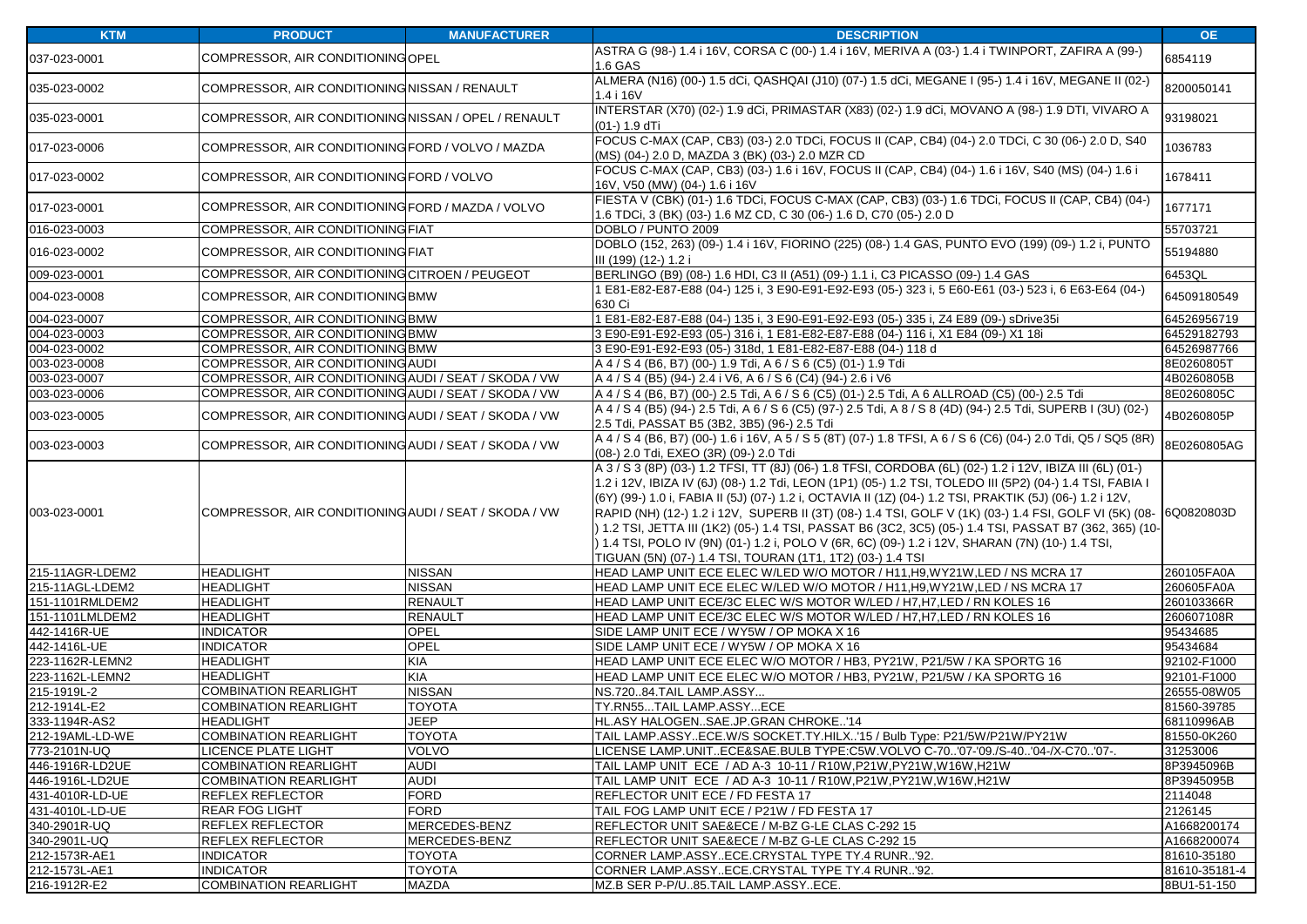| KTM | PRODUCT | MANUFACTURER | DESCRIPTION | OE |
|---|---|---|---|---|
| 037-023-0001 | COMPRESSOR, AIR CONDITIONING | OPEL | ASTRA G (98-) 1.4 i 16V, CORSA C (00-) 1.4 i 16V, MERIVA A (03-) 1.4 i TWINPORT, ZAFIRA A (99-) 1.6 GAS | 6854119 |
| 035-023-0002 | COMPRESSOR, AIR CONDITIONING | NISSAN / RENAULT | ALMERA (N16) (00-) 1.5 dCi, QASHQAI (J10) (07-) 1.5 dCi, MEGANE I (95-) 1.4 i 16V, MEGANE II (02-) 1.4 i 16V | 8200050141 |
| 035-023-0001 | COMPRESSOR, AIR CONDITIONING | NISSAN / OPEL / RENAULT | INTERSTAR (X70) (02-) 1.9 dCi, PRIMASTAR (X83) (02-) 1.9 dCi, MOVANO A (98-) 1.9 DTI, VIVARO A (01-) 1.9 dTi | 93198021 |
| 017-023-0006 | COMPRESSOR, AIR CONDITIONING | FORD / VOLVO / MAZDA | FOCUS C-MAX (CAP, CB3) (03-) 2.0 TDCi, FOCUS II (CAP, CB4) (04-) 2.0 TDCi, C 30 (06-) 2.0 D, S40 (MS) (04-) 2.0 D, MAZDA 3 (BK) (03-) 2.0 MZR CD | 1036783 |
| 017-023-0002 | COMPRESSOR, AIR CONDITIONING | FORD / VOLVO | FOCUS C-MAX (CAP, CB3) (03-) 1.6 i 16V, FOCUS II (CAP, CB4) (04-) 1.6 i 16V, S40 (MS) (04-) 1.6 i 16V, V50 (MW) (04-) 1.6 i 16V | 1678411 |
| 017-023-0001 | COMPRESSOR, AIR CONDITIONING | FORD / MAZDA / VOLVO | FIESTA V (CBK) (01-) 1.6 TDCi, FOCUS C-MAX (CAP, CB3) (03-) 1.6 TDCi, FOCUS II (CAP, CB4) (04-) 1.6 TDCi, 3 (BK) (03-) 1.6 MZ CD, C 30 (06-) 1.6 D, C70 (05-) 2.0 D | 1677171 |
| 016-023-0003 | COMPRESSOR, AIR CONDITIONING | FIAT | DOBLO / PUNTO 2009 | 55703721 |
| 016-023-0002 | COMPRESSOR, AIR CONDITIONING | FIAT | DOBLO (152, 263) (09-) 1.4 i 16V, FIORINO (225) (08-) 1.4 GAS, PUNTO EVO (199) (09-) 1.2 i, PUNTO III (199) (12-) 1.2 i | 55194880 |
| 009-023-0001 | COMPRESSOR, AIR CONDITIONING | CITROEN / PEUGEOT | BERLINGO (B9) (08-) 1.6 HDI, C3 II (A51) (09-) 1.1 i, C3 PICASSO (09-) 1.4 GAS | 6453QL |
| 004-023-0008 | COMPRESSOR, AIR CONDITIONING | BMW | 1 E81-E82-E87-E88 (04-) 125 i, 3 E90-E91-E92-E93 (05-) 323 i, 5 E60-E61 (03-) 523 i, 6 E63-E64 (04-) 630 Ci | 64509180549 |
| 004-023-0007 | COMPRESSOR, AIR CONDITIONING | BMW | 1 E81-E82-E87-E88 (04-) 135 i, 3 E90-E91-E92-E93 (05-) 335 i, Z4 E89 (09-) sDrive35i | 64526956719 |
| 004-023-0003 | COMPRESSOR, AIR CONDITIONING | BMW | 3 E90-E91-E92-E93 (05-) 316 i, 1 E81-E82-E87-E88 (04-) 116 i, X1 E84 (09-) X1 18i | 64529182793 |
| 004-023-0002 | COMPRESSOR, AIR CONDITIONING | BMW | 3 E90-E91-E92-E93 (05-) 318d, 1 E81-E82-E87-E88 (04-) 118 d | 64526987766 |
| 003-023-0008 | COMPRESSOR, AIR CONDITIONING | AUDI | A 4 / S 4 (B6, B7) (00-) 1.9 Tdi, A 6 / S 6 (C5) (01-) 1.9 Tdi | 8E0260805T |
| 003-023-0007 | COMPRESSOR, AIR CONDITIONING | AUDI / SEAT / SKODA / VW | A 4 / S 4 (B5) (94-) 2.4 i V6, A 6 / S 6 (C4) (94-) 2.6 i V6 | 4B0260805B |
| 003-023-0006 | COMPRESSOR, AIR CONDITIONING | AUDI / SEAT / SKODA / VW | A 4 / S 4 (B6, B7) (00-) 2.5 Tdi, A 6 / S 6 (C5) (01-) 2.5 Tdi, A 6 ALLROAD (C5) (00-) 2.5 Tdi | 8E0260805C |
| 003-023-0005 | COMPRESSOR, AIR CONDITIONING | AUDI / SEAT / SKODA / VW | A 4 / S 4 (B5) (94-) 2.5 Tdi, A 6 / S 6 (C5) (97-) 2.5 Tdi, A 8 / S 8 (4D) (94-) 2.5 Tdi, SUPERB I (3U) (02-) 2.5 Tdi, PASSAT B5 (3B2, 3B5) (96-) 2.5 Tdi | 4B0260805P |
| 003-023-0003 | COMPRESSOR, AIR CONDITIONING | AUDI / SEAT / SKODA / VW | A 4 / S 4 (B6, B7) (00-) 1.6 i 16V, A 5 / S 5 (8T) (07-) 1.8 TFSI, A 6 / S 6 (C6) (04-) 2.0 Tdi, Q5 / SQ5 (8R) (08-) 2.0 Tdi, EXEO (3R) (09-) 2.0 Tdi | 8E0260805AG |
| 003-023-0001 | COMPRESSOR, AIR CONDITIONING | AUDI / SEAT / SKODA / VW | A 3 / S 3 (8P) (03-) 1.2 TFSI, TT (8J) (06-) 1.8 TFSI, CORDOBA (6L) (02-) 1.2 i 12V, IBIZA III (6L) (01-) 1.2 i 12V, IBIZA IV (6J) (08-) 1.2 Tdi, LEON (1P1) (05-) 1.2 TSI, TOLEDO III (5P2) (04-) 1.4 TSI, FABIA I (6Y) (99-) 1.0 i, FABIA II (5J) (07-) 1.2 i, OCTAVIA II (1Z) (04-) 1.2 TSI, PRAKTIK (5J) (06-) 1.2 i 12V, RAPID (NH) (12-) 1.2 i 12V, SUPERB II (3T) (08-) 1.4 TSI, GOLF V (1K) (03-) 1.4 FSI, GOLF VI (5K) (08-) 1.2 TSI, JETTA III (1K2) (05-) 1.4 TSI, PASSAT B6 (3C2, 3C5) (05-) 1.4 TSI, PASSAT B7 (362, 365) (10-) 1.4 TSI, POLO IV (9N) (01-) 1.2 i, POLO V (6R, 6C) (09-) 1.2 i 12V, SHARAN (7N) (10-) 1.4 TSI, TIGUAN (5N) (07-) 1.4 TSI, TOURAN (1T1, 1T2) (03-) 1.4 TSI | 6Q0820803D |
| 215-11AGR-LDEM2 | HEADLIGHT | NISSAN | HEAD LAMP UNIT ECE ELEC W/LED W/O MOTOR / H11,H9,WY21W,LED / NS MCRA 17 | 260105FA0A |
| 215-11AGL-LDEM2 | HEADLIGHT | NISSAN | HEAD LAMP UNIT ECE ELEC W/LED W/O MOTOR / H11,H9,WY21W,LED / NS MCRA 17 | 260605FA0A |
| 151-1101RMLDEM2 | HEADLIGHT | RENAULT | HEAD LAMP UNIT ECE/3C ELEC W/S MOTOR W/LED / H7,H7,LED / RN KOLES 16 | 260103366R |
| 151-1101LMLDEM2 | HEADLIGHT | RENAULT | HEAD LAMP UNIT ECE/3C ELEC W/S MOTOR W/LED / H7,H7,LED / RN KOLES 16 | 260607108R |
| 442-1416R-UE | INDICATOR | OPEL | SIDE LAMP UNIT ECE / WY5W / OP MOKA X 16 | 95434685 |
| 442-1416L-UE | INDICATOR | OPEL | SIDE LAMP UNIT ECE / WY5W / OP MOKA X 16 | 95434684 |
| 223-1162R-LEMN2 | HEADLIGHT | KIA | HEAD LAMP UNIT ECE ELEC W/O MOTOR / HB3, PY21W, P21/5W / KA SPORTG 16 | 92102-F1000 |
| 223-1162L-LEMN2 | HEADLIGHT | KIA | HEAD LAMP UNIT ECE ELEC W/O MOTOR / HB3, PY21W, P21/5W / KA SPORTG 16 | 92101-F1000 |
| 215-1919L-2 | COMBINATION REARLIGHT | NISSAN | NS.720..84.TAIL LAMP.ASSY... | 26555-08W05 |
| 212-1914L-E2 | COMBINATION REARLIGHT | TOYOTA | TY.RN55...TAIL LAMP.ASSY...ECE | 81560-39785 |
| 333-1194R-AS2 | HEADLIGHT | JEEP | HL.ASY HALOGEN..SAE.JP.GRAN CHROKE..'14 | 68110996AB |
| 212-19AML-LD-WE | COMBINATION REARLIGHT | TOYOTA | TAIL LAMP.ASSY..ECE.W/S SOCKET.TY.HILX..'15 / Bulb Type: P21/5W/P21W/PY21W | 81550-0K260 |
| 773-2101N-UQ | LICENCE PLATE LIGHT | VOLVO | LICENSE LAMP.UNIT..ECE&SAE.BULB TYPE:C5W.VOLVO C-70..'07-'09./S-40..'04-/X-C70..'07-. | 31253006 |
| 446-1916R-LD2UE | COMBINATION REARLIGHT | AUDI | TAIL LAMP UNIT ECE / AD A-3 10-11 / R10W,P21W,PY21W,W16W,H21W | 8P3945096B |
| 446-1916L-LD2UE | COMBINATION REARLIGHT | AUDI | TAIL LAMP UNIT ECE / AD A-3 10-11 / R10W,P21W,PY21W,W16W,H21W | 8P3945095B |
| 431-4010R-LD-UE | REFLEX REFLECTOR | FORD | REFLECTOR UNIT ECE / FD FESTA 17 | 2114048 |
| 431-4010L-LD-UE | REAR FOG LIGHT | FORD | TAIL FOG LAMP UNIT ECE / P21W / FD FESTA 17 | 2126145 |
| 340-2901R-UQ | REFLEX REFLECTOR | MERCEDES-BENZ | REFLECTOR UNIT SAE&ECE / M-BZ G-LE CLAS C-292 15 | A1668200174 |
| 340-2901L-UQ | REFLEX REFLECTOR | MERCEDES-BENZ | REFLECTOR UNIT SAE&ECE / M-BZ G-LE CLAS C-292 15 | A1668200074 |
| 212-1573R-AE1 | INDICATOR | TOYOTA | CORNER LAMP.ASSY..ECE.CRYSTAL TYPE TY.4 RUNR..'92. | 81610-35180 |
| 212-1573L-AE1 | INDICATOR | TOYOTA | CORNER LAMP.ASSY..ECE.CRYSTAL TYPE TY.4 RUNR..'92. | 81610-35181-4 |
| 216-1912R-E2 | COMBINATION REARLIGHT | MAZDA | MZ.B SER P-P/U..85.TAIL LAMP.ASSY..ECE. | 8BU1-51-150 |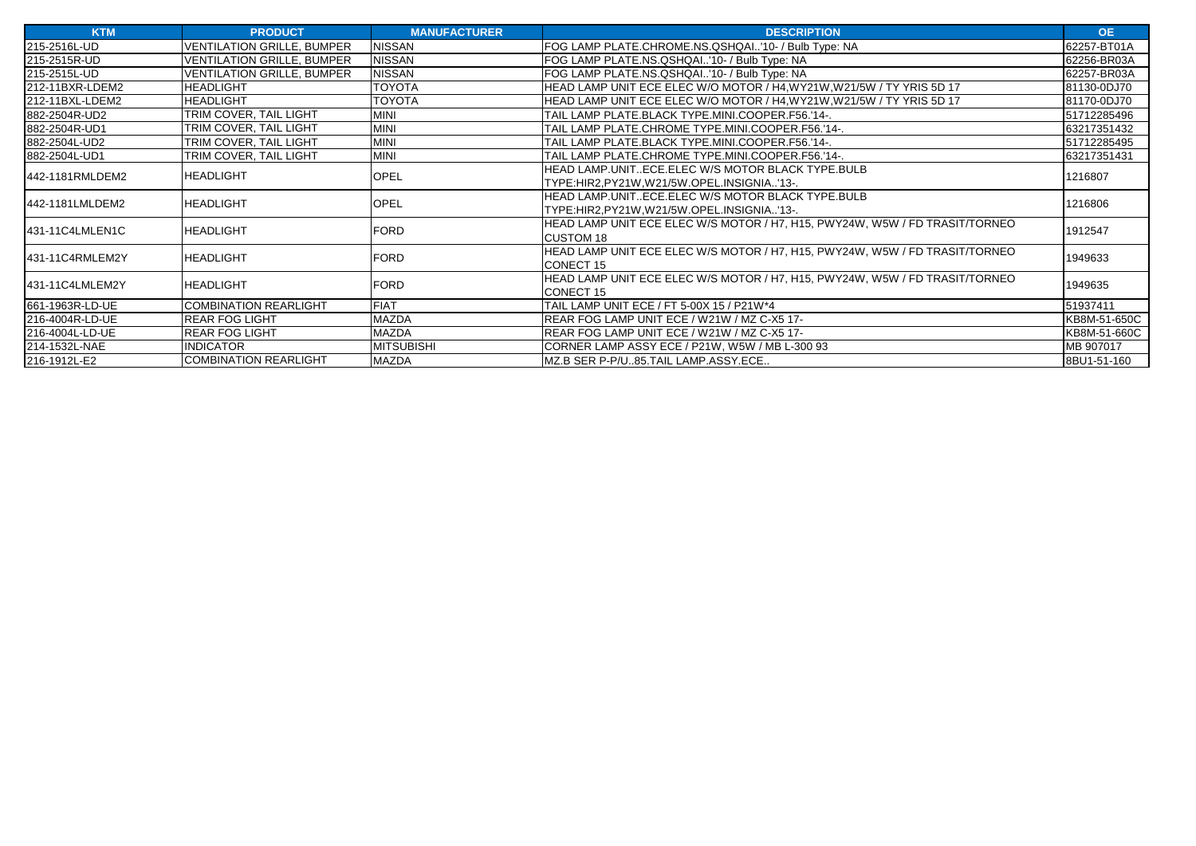| KTM | PRODUCT | MANUFACTURER | DESCRIPTION | OE |
|---|---|---|---|---|
| 215-2516L-UD | VENTILATION GRILLE, BUMPER | NISSAN | FOG LAMP PLATE.CHROME.NS.QSHQAI..'10- / Bulb Type: NA | 62257-BT01A |
| 215-2515R-UD | VENTILATION GRILLE, BUMPER | NISSAN | FOG LAMP PLATE.NS.QSHQAI..'10- / Bulb Type: NA | 62256-BR03A |
| 215-2515L-UD | VENTILATION GRILLE, BUMPER | NISSAN | FOG LAMP PLATE.NS.QSHQAI..'10- / Bulb Type: NA | 62257-BR03A |
| 212-11BXR-LDEM2 | HEADLIGHT | TOYOTA | HEAD LAMP UNIT ECE ELEC W/O MOTOR / H4,WY21W,W21/5W / TY YRIS 5D 17 | 81130-0DJ70 |
| 212-11BXL-LDEM2 | HEADLIGHT | TOYOTA | HEAD LAMP UNIT ECE ELEC W/O MOTOR / H4,WY21W,W21/5W / TY YRIS 5D 17 | 81170-0DJ70 |
| 882-2504R-UD2 | TRIM COVER, TAIL LIGHT | MINI | TAIL LAMP PLATE.BLACK TYPE.MINI.COOPER.F56.'14-. | 51712285496 |
| 882-2504R-UD1 | TRIM COVER, TAIL LIGHT | MINI | TAIL LAMP PLATE.CHROME TYPE.MINI.COOPER.F56.'14-. | 63217351432 |
| 882-2504L-UD2 | TRIM COVER, TAIL LIGHT | MINI | TAIL LAMP PLATE.BLACK TYPE.MINI.COOPER.F56.'14-. | 51712285495 |
| 882-2504L-UD1 | TRIM COVER, TAIL LIGHT | MINI | TAIL LAMP PLATE.CHROME TYPE.MINI.COOPER.F56.'14-. | 63217351431 |
| 442-1181RMLDEM2 | HEADLIGHT | OPEL | HEAD LAMP.UNIT..ECE.ELEC W/S MOTOR BLACK TYPE.BULB TYPE:HIR2,PY21W,W21/5W.OPEL.INSIGNIA..'13-. | 1216807 |
| 442-1181LMLDEM2 | HEADLIGHT | OPEL | HEAD LAMP.UNIT..ECE.ELEC W/S MOTOR BLACK TYPE.BULB TYPE:HIR2,PY21W,W21/5W.OPEL.INSIGNIA..'13-. | 1216806 |
| 431-11C4LMLEN1C | HEADLIGHT | FORD | HEAD LAMP UNIT ECE ELEC W/S MOTOR / H7, H15, PWY24W, W5W / FD TRASIT/TORNEO CUSTOM 18 | 1912547 |
| 431-11C4RMLEM2Y | HEADLIGHT | FORD | HEAD LAMP UNIT ECE ELEC W/S MOTOR / H7, H15, PWY24W, W5W / FD TRASIT/TORNEO CONECT 15 | 1949633 |
| 431-11C4LMLEM2Y | HEADLIGHT | FORD | HEAD LAMP UNIT ECE ELEC W/S MOTOR / H7, H15, PWY24W, W5W / FD TRASIT/TORNEO CONECT 15 | 1949635 |
| 661-1963R-LD-UE | COMBINATION REARLIGHT | FIAT | TAIL LAMP UNIT ECE / FT 5-00X 15 / P21W*4 | 51937411 |
| 216-4004R-LD-UE | REAR FOG LIGHT | MAZDA | REAR FOG LAMP UNIT ECE / W21W / MZ C-X5 17- | KB8M-51-650C |
| 216-4004L-LD-UE | REAR FOG LIGHT | MAZDA | REAR FOG LAMP UNIT ECE / W21W / MZ C-X5 17- | KB8M-51-660C |
| 214-1532L-NAE | INDICATOR | MITSUBISHI | CORNER LAMP ASSY ECE / P21W, W5W / MB L-300 93 | MB 907017 |
| 216-1912L-E2 | COMBINATION REARLIGHT | MAZDA | MZ.B SER P-P/U..85.TAIL LAMP.ASSY.ECE.. | 8BU1-51-160 |